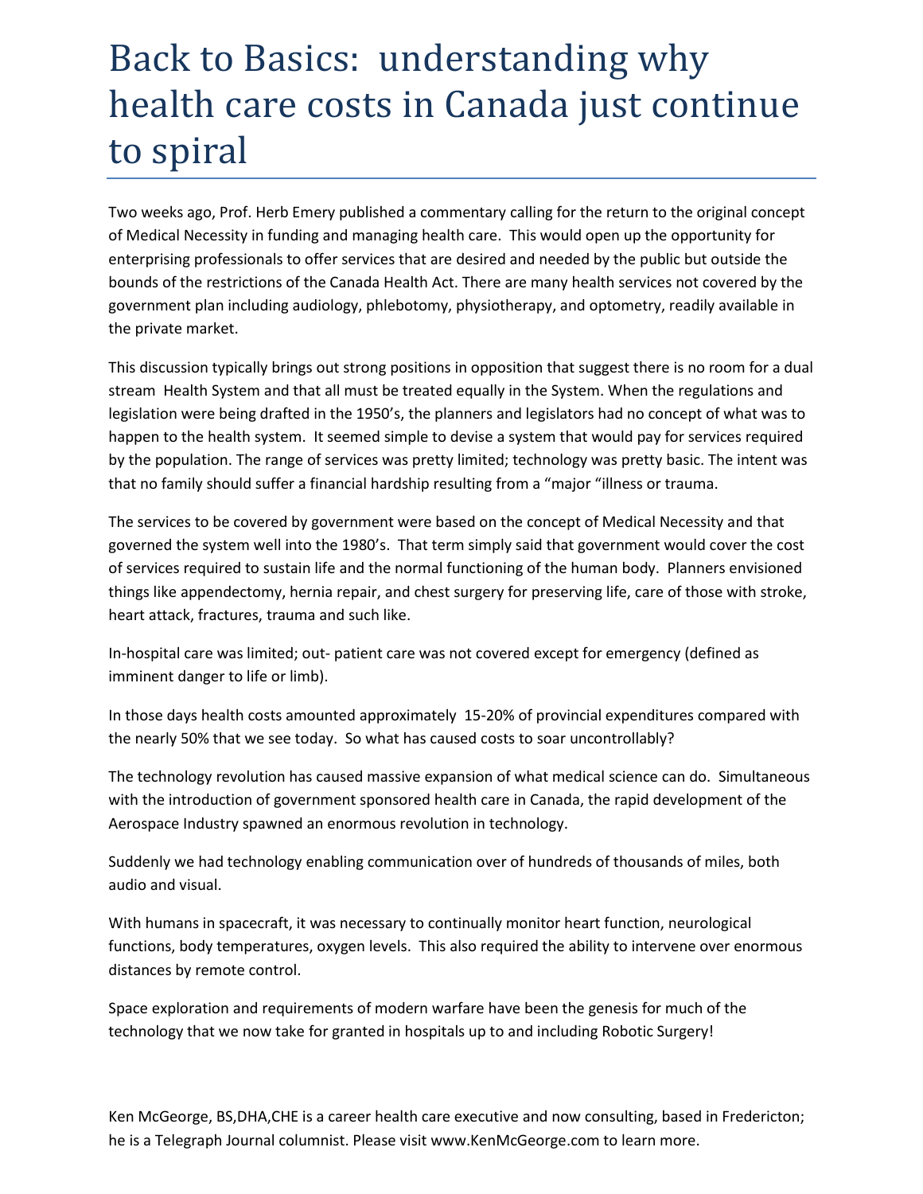# Back to Basics: understanding why health care costs in Canada just continue to spiral

Two weeks ago, Prof. Herb Emery published a commentary calling for the return to the original concept of Medical Necessity in funding and managing health care. This would open up the opportunity for enterprising professionals to offer services that are desired and needed by the public but outside the bounds of the restrictions of the Canada Health Act. There are many health services not covered by the government plan including audiology, phlebotomy, physiotherapy, and optometry, readily available in the private market.

This discussion typically brings out strong positions in opposition that suggest there is no room for a dual stream Health System and that all must be treated equally in the System. When the regulations and legislation were being drafted in the 1950's, the planners and legislators had no concept of what was to happen to the health system. It seemed simple to devise a system that would pay for services required by the population. The range of services was pretty limited; technology was pretty basic. The intent was that no family should suffer a financial hardship resulting from a "major "illness or trauma.

The services to be covered by government were based on the concept of Medical Necessity and that governed the system well into the 1980's. That term simply said that government would cover the cost of services required to sustain life and the normal functioning of the human body. Planners envisioned things like appendectomy, hernia repair, and chest surgery for preserving life, care of those with stroke, heart attack, fractures, trauma and such like.

In-hospital care was limited; out- patient care was not covered except for emergency (defined as imminent danger to life or limb).

In those days health costs amounted approximately 15-20% of provincial expenditures compared with the nearly 50% that we see today. So what has caused costs to soar uncontrollably?

The technology revolution has caused massive expansion of what medical science can do. Simultaneous with the introduction of government sponsored health care in Canada, the rapid development of the Aerospace Industry spawned an enormous revolution in technology.

Suddenly we had technology enabling communication over of hundreds of thousands of miles, both audio and visual.

With humans in spacecraft, it was necessary to continually monitor heart function, neurological functions, body temperatures, oxygen levels. This also required the ability to intervene over enormous distances by remote control.

Space exploration and requirements of modern warfare have been the genesis for much of the technology that we now take for granted in hospitals up to and including Robotic Surgery!

Ken McGeorge, BS,DHA,CHE is a career health care executive and now consulting, based in Fredericton; he is a Telegraph Journal columnist. Please visit www.KenMcGeorge.com to learn more.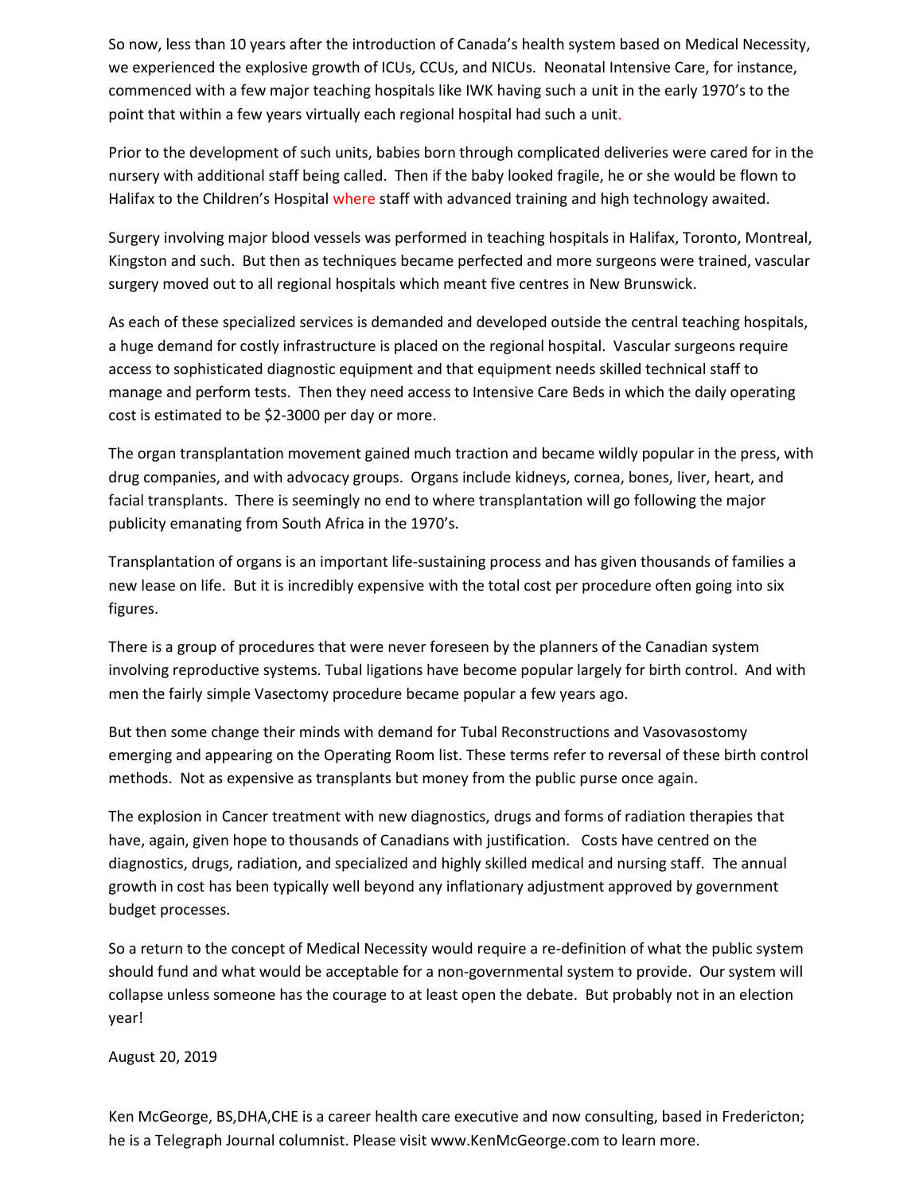So now, less than 10 years after the introduction of Canada's health system based on Medical Necessity, we experienced the explosive growth of ICUs, CCUs, and NICUs. Neonatal Intensive Care, for instance, commenced with a few major teaching hospitals like IWK having such a unit in the early 1970's to the point that within a few years virtually each regional hospital had such a unit.

Prior to the development of such units, babies born through complicated deliveries were cared for in the nursery with additional staff being called. Then if the baby looked fragile, he or she would be flown to Halifax to the Children's Hospital where staff with advanced training and high technology awaited.

Surgery involving major blood vessels was performed in teaching hospitals in Halifax, Toronto, Montreal, Kingston and such. But then as techniques became perfected and more surgeons were trained, vascular surgery moved out to all regional hospitals which meant five centres in New Brunswick.

As each of these specialized services is demanded and developed outside the central teaching hospitals, a huge demand for costly infrastructure is placed on the regional hospital. Vascular surgeons require access to sophisticated diagnostic equipment and that equipment needs skilled technical staff to manage and perform tests. Then they need access to Intensive Care Beds in which the daily operating cost is estimated to be $2-3000 per day or more.

The organ transplantation movement gained much traction and became wildly popular in the press, with drug companies, and with advocacy groups. Organs include kidneys, cornea, bones, liver, heart, and facial transplants. There is seemingly no end to where transplantation will go following the major publicity emanating from South Africa in the 1970's.

Transplantation of organs is an important life-sustaining process and has given thousands of families a new lease on life. But it is incredibly expensive with the total cost per procedure often going into six figures.

There is a group of procedures that were never foreseen by the planners of the Canadian system involving reproductive systems. Tubal ligations have become popular largely for birth control. And with men the fairly simple Vasectomy procedure became popular a few years ago.

But then some change their minds with demand for Tubal Reconstructions and Vasovasostomy emerging and appearing on the Operating Room list. These terms refer to reversal of these birth control methods. Not as expensive as transplants but money from the public purse once again.

The explosion in Cancer treatment with new diagnostics, drugs and forms of radiation therapies that have, again, given hope to thousands of Canadians with justification. Costs have centred on the diagnostics, drugs, radiation, and specialized and highly skilled medical and nursing staff. The annual growth in cost has been typically well beyond any inflationary adjustment approved by government budget processes.

So a return to the concept of Medical Necessity would require a re-definition of what the public system should fund and what would be acceptable for a non-governmental system to provide. Our system will collapse unless someone has the courage to at least open the debate. But probably not in an election year!

August 20, 2019

Ken McGeorge, BS,DHA,CHE is a career health care executive and now consulting, based in Fredericton; he is a Telegraph Journal columnist. Please visit www.KenMcGeorge.com to learn more.